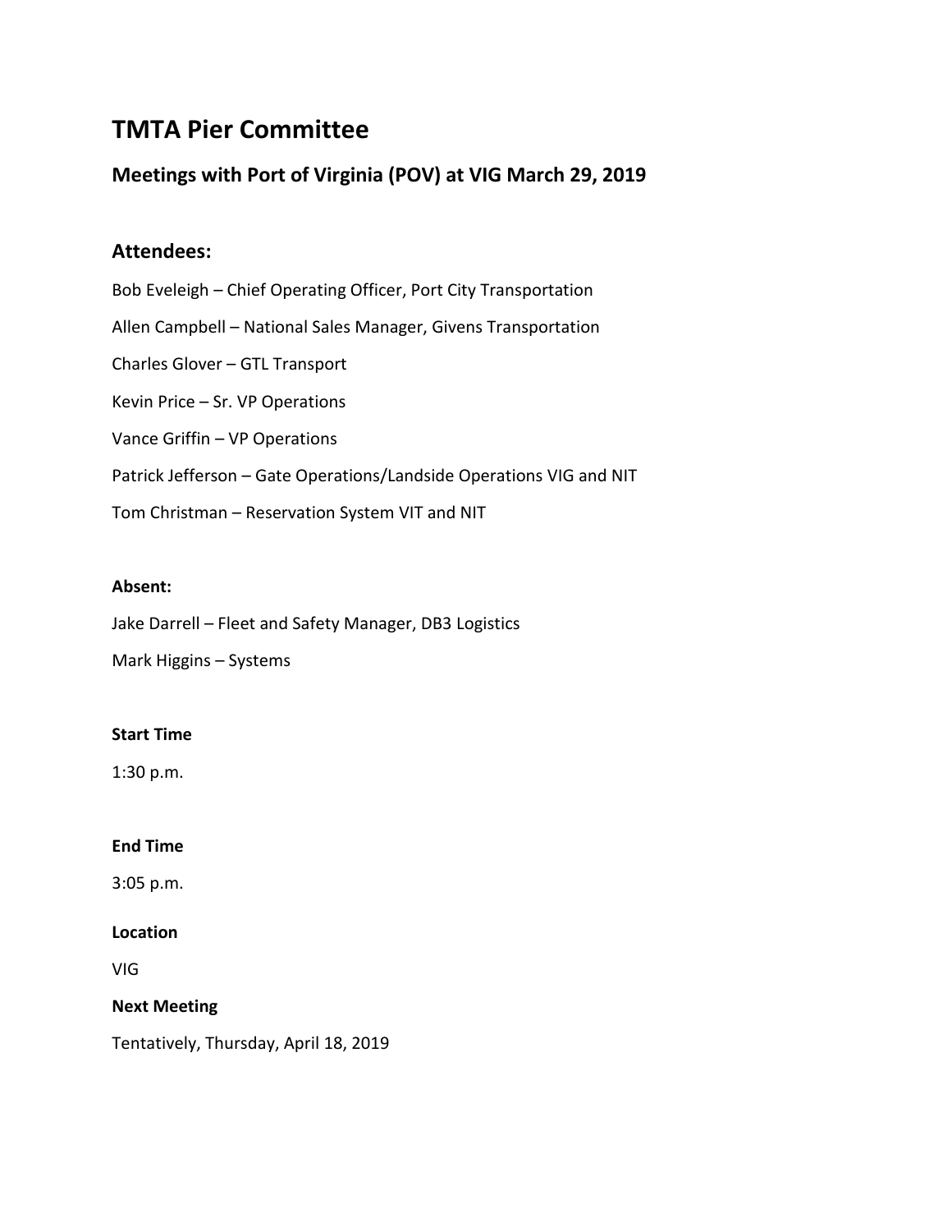# TMTA Pier Committee

## Meetings with Port of Virginia (POV) at VIG March 29, 2019

## Attendees:

Bob Eveleigh – Chief Operating Officer, Port City Transportation

Allen Campbell – National Sales Manager, Givens Transportation

Charles Glover – GTL Transport

Kevin Price – Sr. VP Operations

Vance Griffin – VP Operations

Patrick Jefferson – Gate Operations/Landside Operations VIG and NIT

Tom Christman – Reservation System VIT and NIT

**Absent:**

Jake Darrell – Fleet and Safety Manager, DB3 Logistics

Mark Higgins – Systems

**Start Time**

1:30 p.m.

**End Time**

3:05 p.m.

**Location**

VIG

**Next Meeting**

Tentatively, Thursday, April 18, 2019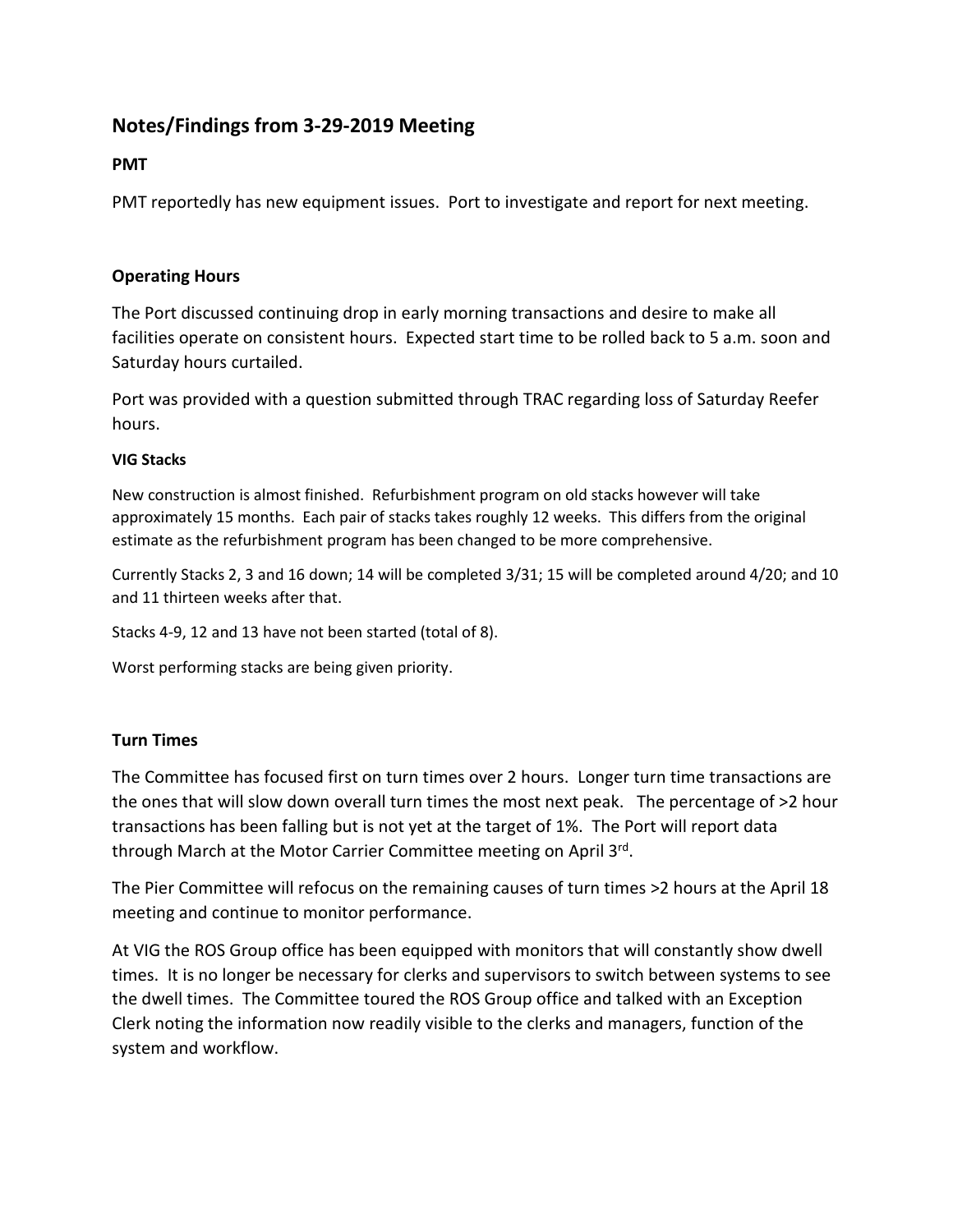## Notes/Findings from 3-29-2019 Meeting

### PMT

PMT reportedly has new equipment issues. Port to investigate and report for next meeting.

### Operating Hours

The Port discussed continuing drop in early morning transactions and desire to make all facilities operate on consistent hours. Expected start time to be rolled back to 5 a.m. soon and Saturday hours curtailed.

Port was provided with a question submitted through TRAC regarding loss of Saturday Reefer hours.

#### VIG Stacks

New construction is almost finished. Refurbishment program on old stacks however will take approximately 15 months. Each pair of stacks takes roughly 12 weeks. This differs from the original estimate as the refurbishment program has been changed to be more comprehensive.

Currently Stacks 2, 3 and 16 down; 14 will be completed 3/31; 15 will be completed around 4/20; and 10 and 11 thirteen weeks after that.

Stacks 4-9, 12 and 13 have not been started (total of 8).

Worst performing stacks are being given priority.

### Turn Times

The Committee has focused first on turn times over 2 hours. Longer turn time transactions are the ones that will slow down overall turn times the most next peak. The percentage of >2 hour transactions has been falling but is not yet at the target of 1%. The Port will report data through March at the Motor Carrier Committee meeting on April 3rd.

The Pier Committee will refocus on the remaining causes of turn times >2 hours at the April 18 meeting and continue to monitor performance.

At VIG the ROS Group office has been equipped with monitors that will constantly show dwell times. It is no longer be necessary for clerks and supervisors to switch between systems to see the dwell times. The Committee toured the ROS Group office and talked with an Exception Clerk noting the information now readily visible to the clerks and managers, function of the system and workflow.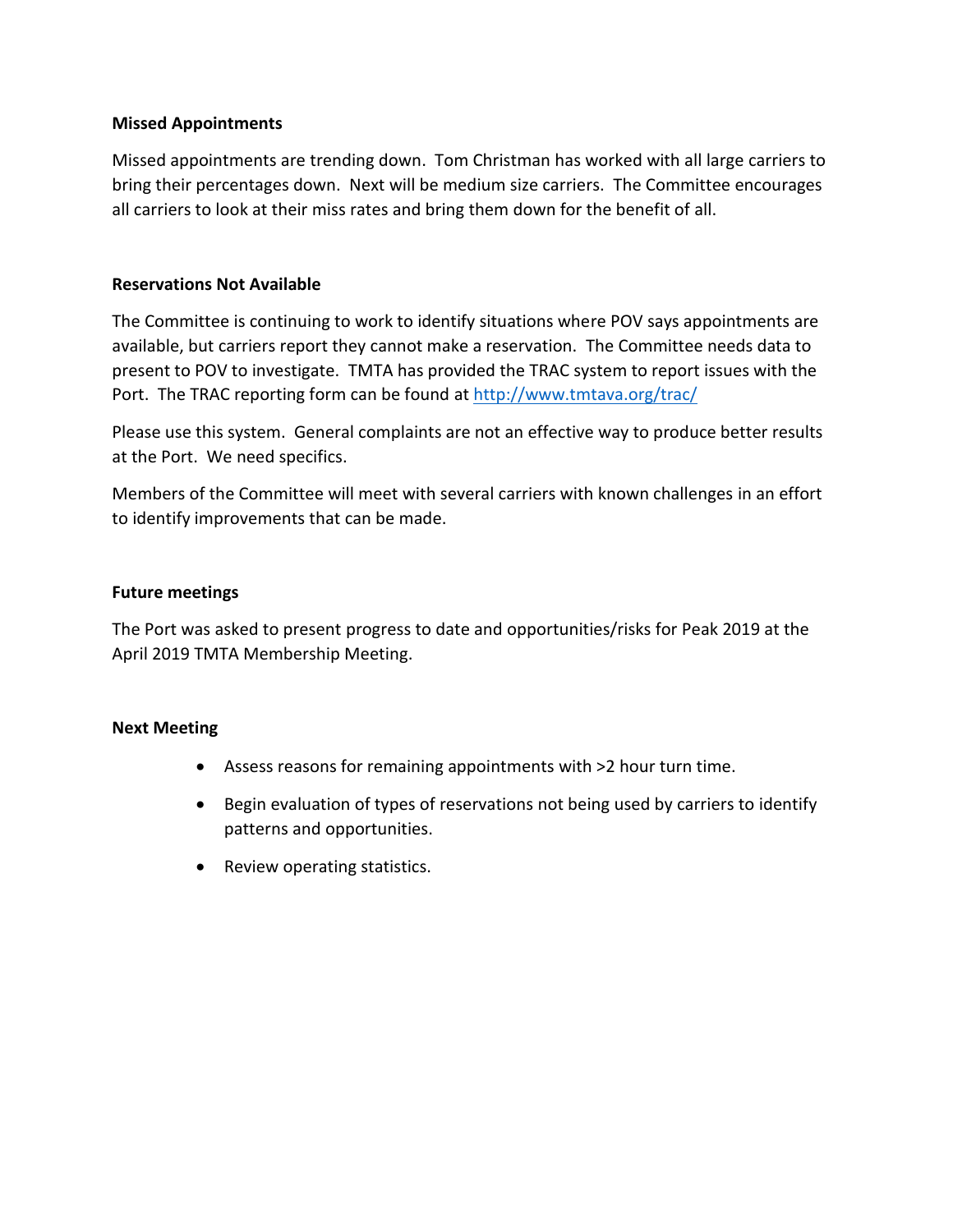**Missed Appointments**

Missed appointments are trending down. Tom Christman has worked with all large carriers to bring their percentages down. Next will be medium size carriers. The Committee encourages all carriers to look at their miss rates and bring them down for the benefit of all.

**Reservations Not Available**

The Committee is continuing to work to identify situations where POV says appointments are available, but carriers report they cannot make a reservation. The Committee needs data to present to POV to investigate. TMTA has provided the TRAC system to report issues with the Port. The TRAC reporting form can be found at [http://www.tmtava.org/trac/](http://www.tmtava.org/trac/)

Please use this system. General complaints are not an effective way to produce better results at the Port. We need specifics.

Members of the Committee will meet with several carriers with known challenges in an effort to identify improvements that can be made.

**Future meetings**

The Port was asked to present progress to date and opportunities/risks for Peak 2019 at the April 2019 TMTA Membership Meeting.

**Next Meeting**

- Assess reasons for remaining appointments with >2 hour turn time.
- Begin evaluation of types of reservations not being used by carriers to identify patterns and opportunities.
- Review operating statistics.